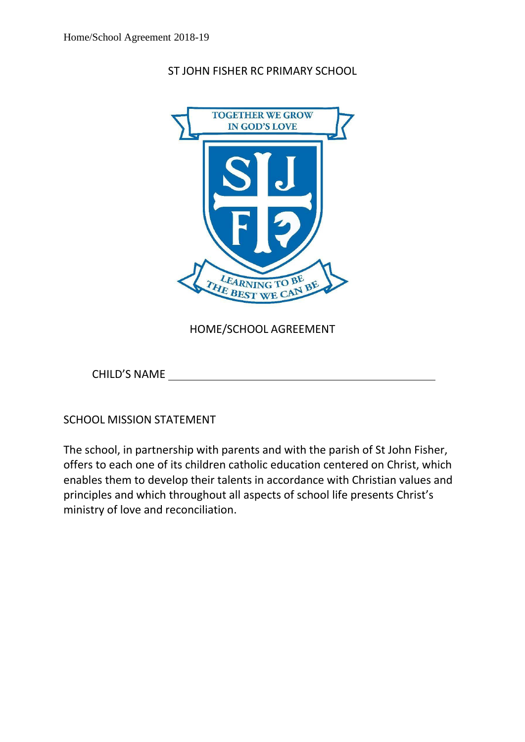# ST JOHN FISHER RC PRIMARY SCHOOL

## HOME/SCHOOL AGREEMENT

CHILD'S NAME ____________________________________________

## SCHOOL MISSION STATEMENT

The school, in partnership with parents and with the parish of St John Fisher, offers to each one of its children catholic education centered on Christ, which enables them to develop their talents in accordance with Christian values and principles and which throughout all aspects of school life presents Christ's ministry of love and reconciliation.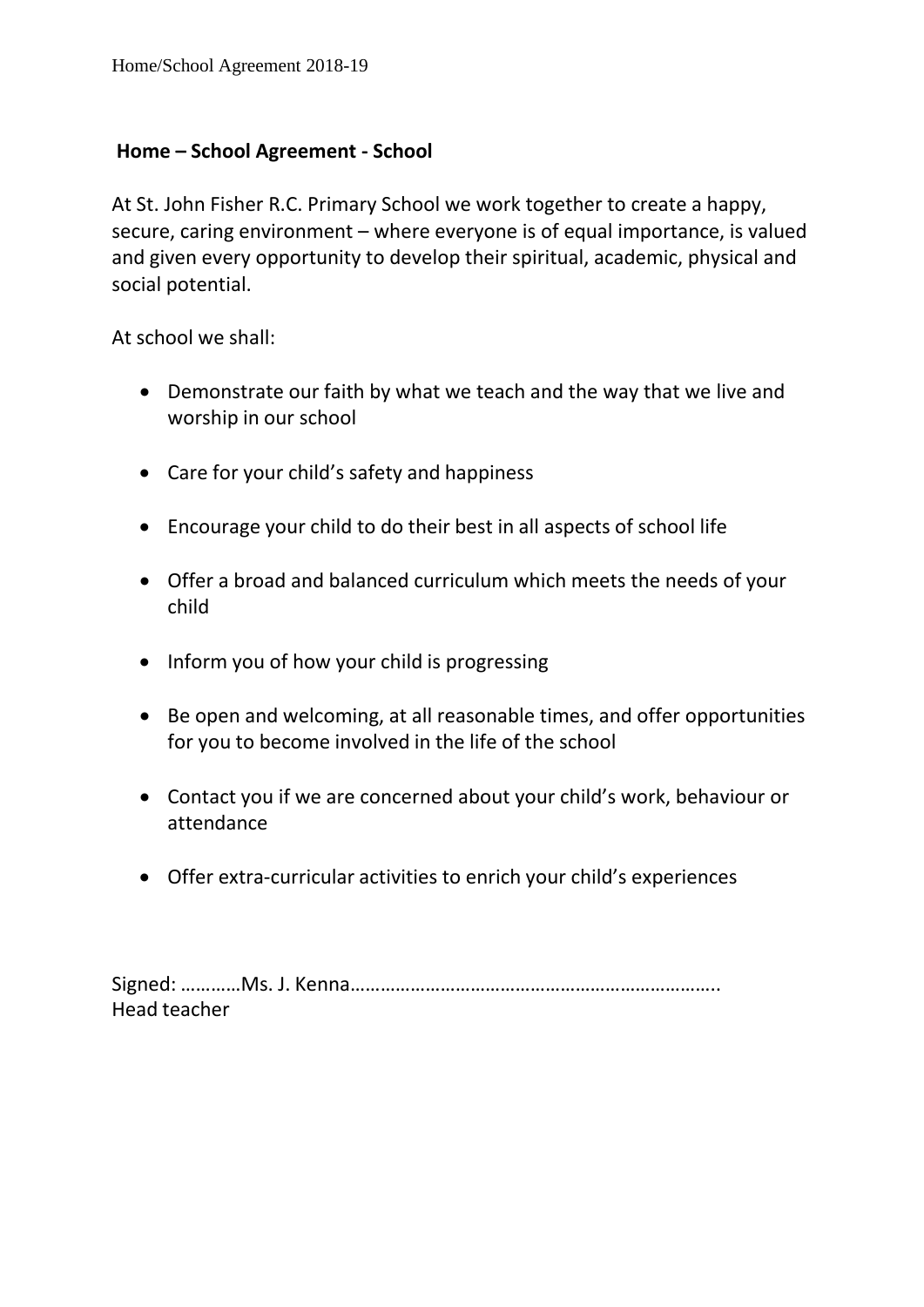**Home – School Agreement - School**

At St. John Fisher R.C. Primary School we work together to create a happy, secure, caring environment – where everyone is of equal importance, is valued and given every opportunity to develop their spiritual, academic, physical and social potential.

At school we shall:

- Demonstrate our faith by what we teach and the way that we live and worship in our school
- Care for your child's safety and happiness
- Encourage your child to do their best in all aspects of school life
- Offer a broad and balanced curriculum which meets the needs of your child
- Inform you of how your child is progressing
- Be open and welcoming, at all reasonable times, and offer opportunities for you to become involved in the life of the school
- Contact you if we are concerned about your child's work, behaviour or attendance
- Offer extra-curricular activities to enrich your child's experiences

Signed: …………Ms. J. Kenna………………………………………………………………..
Head teacher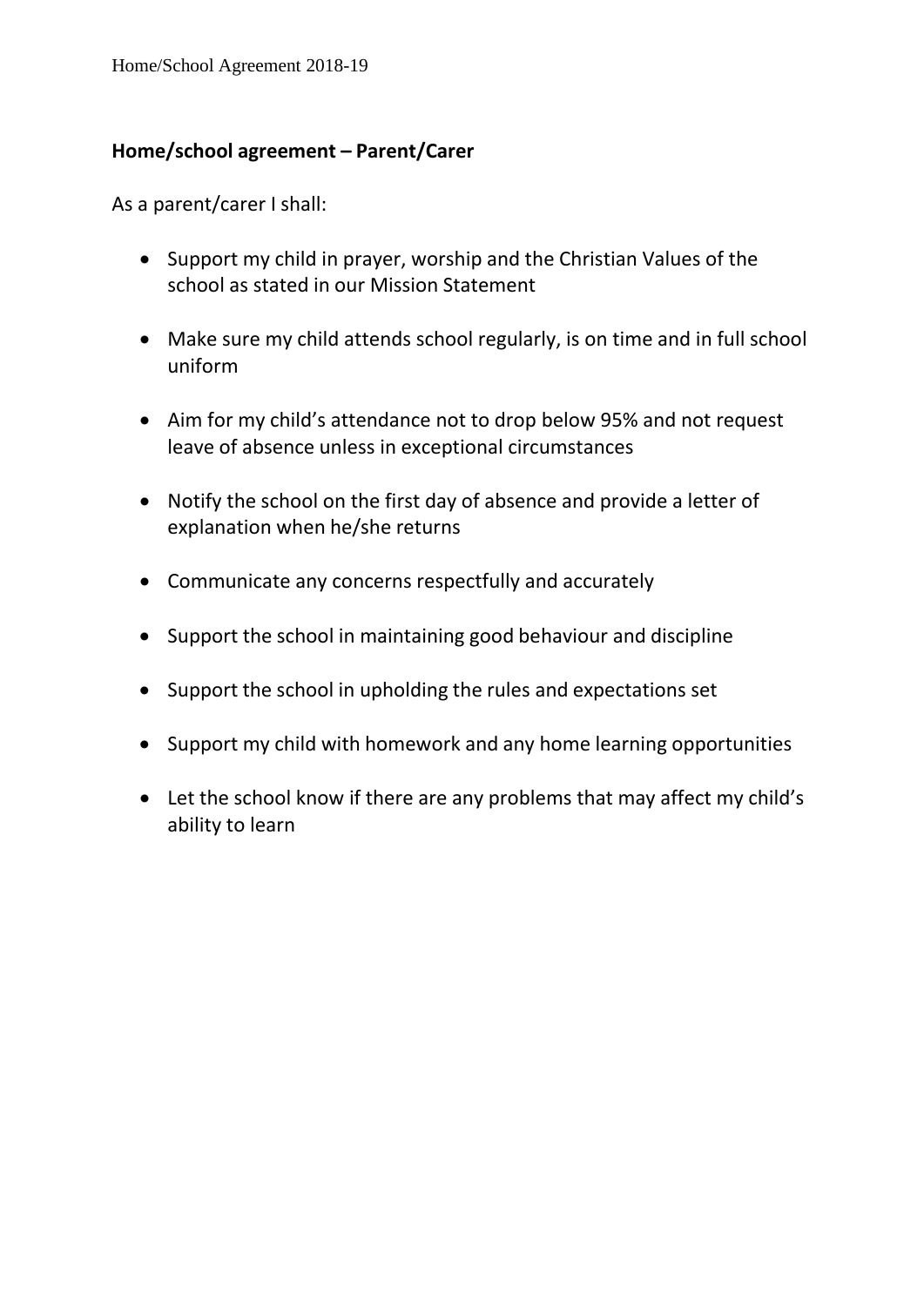**Home/school agreement – Parent/Carer**

As a parent/carer I shall:

- Support my child in prayer, worship and the Christian Values of the school as stated in our Mission Statement
- Make sure my child attends school regularly, is on time and in full school uniform
- Aim for my child's attendance not to drop below 95% and not request leave of absence unless in exceptional circumstances
- Notify the school on the first day of absence and provide a letter of explanation when he/she returns
- Communicate any concerns respectfully and accurately
- Support the school in maintaining good behaviour and discipline
- Support the school in upholding the rules and expectations set
- Support my child with homework and any home learning opportunities
- Let the school know if there are any problems that may affect my child's ability to learn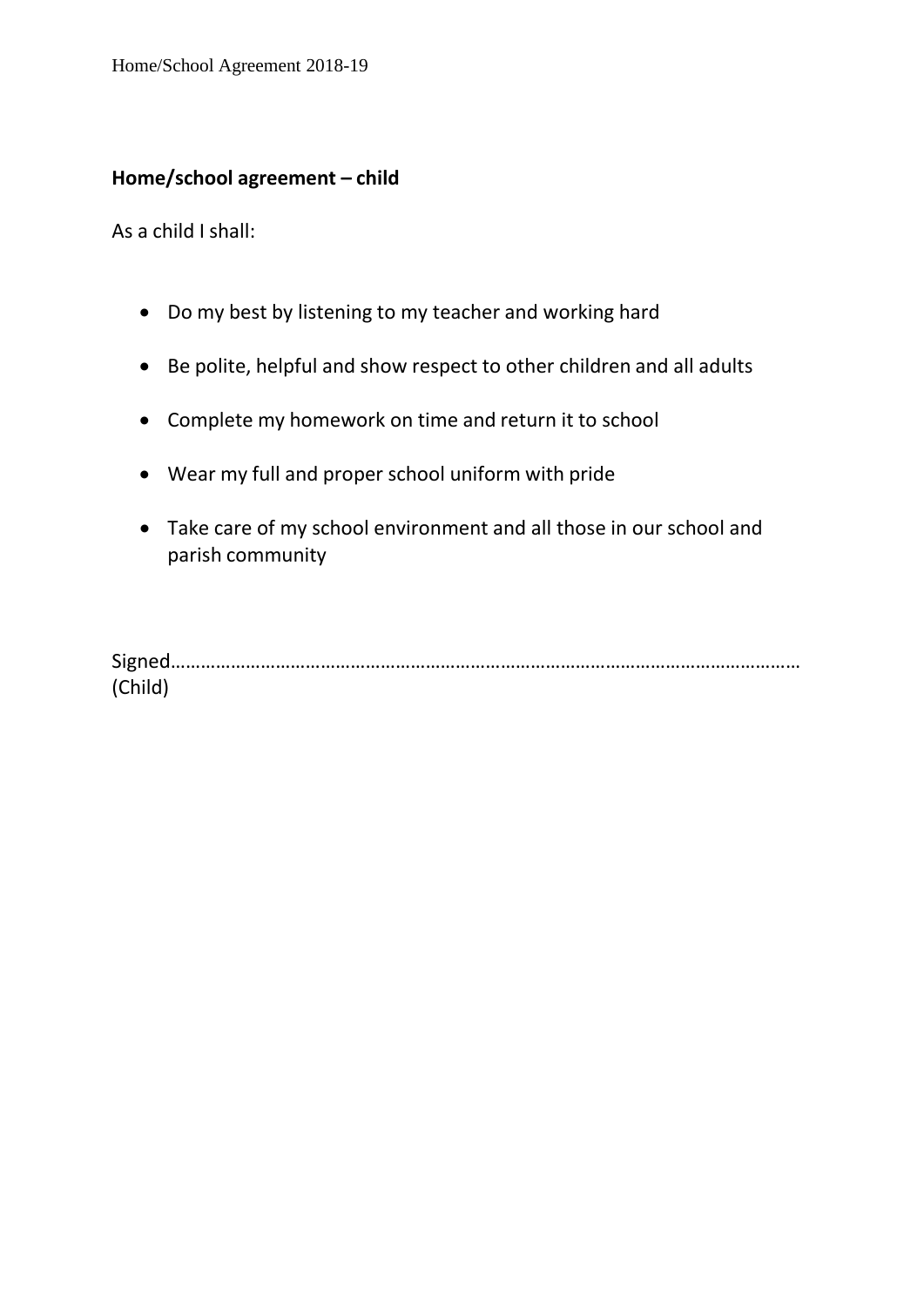**Home/school agreement – child**

As a child I shall:

- Do my best by listening to my teacher and working hard
- Be polite, helpful and show respect to other children and all adults
- Complete my homework on time and return it to school
- Wear my full and proper school uniform with pride
- Take care of my school environment and all those in our school and parish community

Signed……………………………………………………………………………………………………………
(Child)